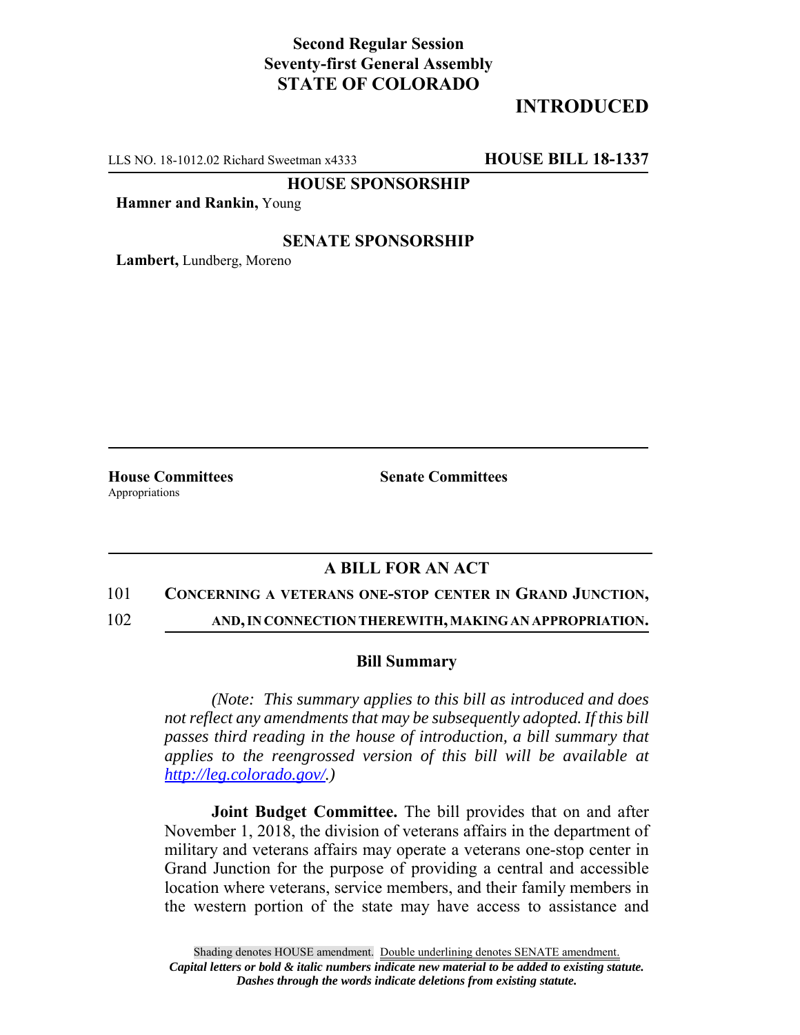**Second Regular Session**
**Seventy-first General Assembly**
**STATE OF COLORADO**

# INTRODUCED

LLS NO. 18-1012.02 Richard Sweetman x4333 **HOUSE BILL 18-1337**

**HOUSE SPONSORSHIP**

**Hamner and Rankin,** Young

**SENATE SPONSORSHIP**

**Lambert,** Lundberg, Moreno

**House Committees**
Appropriations

**Senate Committees**

## A BILL FOR AN ACT

101 **CONCERNING A VETERANS ONE-STOP CENTER IN GRAND JUNCTION,**
102 **AND, IN CONNECTION THEREWITH, MAKING AN APPROPRIATION.**

### Bill Summary

*(Note: This summary applies to this bill as introduced and does not reflect any amendments that may be subsequently adopted. If this bill passes third reading in the house of introduction, a bill summary that applies to the reengrossed version of this bill will be available at http://leg.colorado.gov/.)*

**Joint Budget Committee.** The bill provides that on and after November 1, 2018, the division of veterans affairs in the department of military and veterans affairs may operate a veterans one-stop center in Grand Junction for the purpose of providing a central and accessible location where veterans, service members, and their family members in the western portion of the state may have access to assistance and

Shading denotes HOUSE amendment. Double underlining denotes SENATE amendment.
*Capital letters or bold & italic numbers indicate new material to be added to existing statute.*
*Dashes through the words indicate deletions from existing statute.*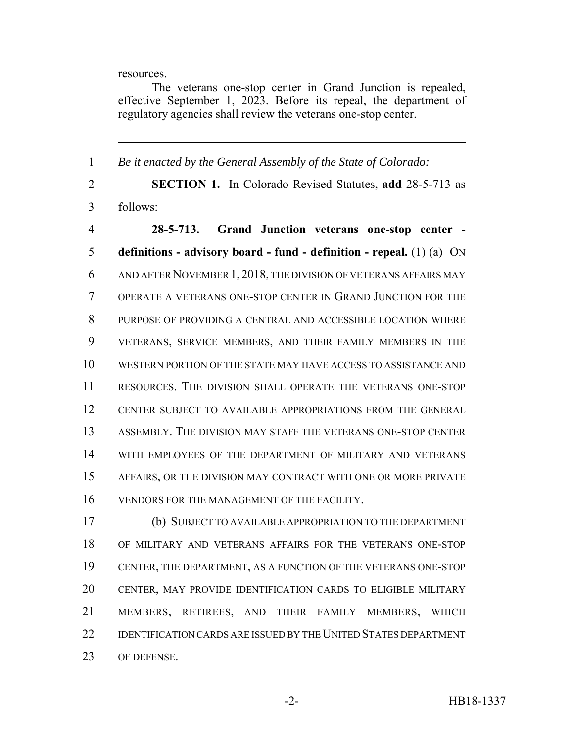resources.

The veterans one-stop center in Grand Junction is repealed, effective September 1, 2023. Before its repeal, the department of regulatory agencies shall review the veterans one-stop center.

---

*Be it enacted by the General Assembly of the State of Colorado:*

**SECTION 1.** In Colorado Revised Statutes, **add** 28-5-713 as follows:

**28-5-713. Grand Junction veterans one-stop center - definitions - advisory board - fund - definition - repeal.** (1) (a) ON AND AFTER NOVEMBER 1, 2018, THE DIVISION OF VETERANS AFFAIRS MAY OPERATE A VETERANS ONE-STOP CENTER IN GRAND JUNCTION FOR THE PURPOSE OF PROVIDING A CENTRAL AND ACCESSIBLE LOCATION WHERE VETERANS, SERVICE MEMBERS, AND THEIR FAMILY MEMBERS IN THE WESTERN PORTION OF THE STATE MAY HAVE ACCESS TO ASSISTANCE AND RESOURCES. THE DIVISION SHALL OPERATE THE VETERANS ONE-STOP CENTER SUBJECT TO AVAILABLE APPROPRIATIONS FROM THE GENERAL ASSEMBLY. THE DIVISION MAY STAFF THE VETERANS ONE-STOP CENTER WITH EMPLOYEES OF THE DEPARTMENT OF MILITARY AND VETERANS AFFAIRS, OR THE DIVISION MAY CONTRACT WITH ONE OR MORE PRIVATE VENDORS FOR THE MANAGEMENT OF THE FACILITY.

(b) SUBJECT TO AVAILABLE APPROPRIATION TO THE DEPARTMENT OF MILITARY AND VETERANS AFFAIRS FOR THE VETERANS ONE-STOP CENTER, THE DEPARTMENT, AS A FUNCTION OF THE VETERANS ONE-STOP CENTER, MAY PROVIDE IDENTIFICATION CARDS TO ELIGIBLE MILITARY MEMBERS, RETIREES, AND THEIR FAMILY MEMBERS, WHICH IDENTIFICATION CARDS ARE ISSUED BY THE UNITED STATES DEPARTMENT OF DEFENSE.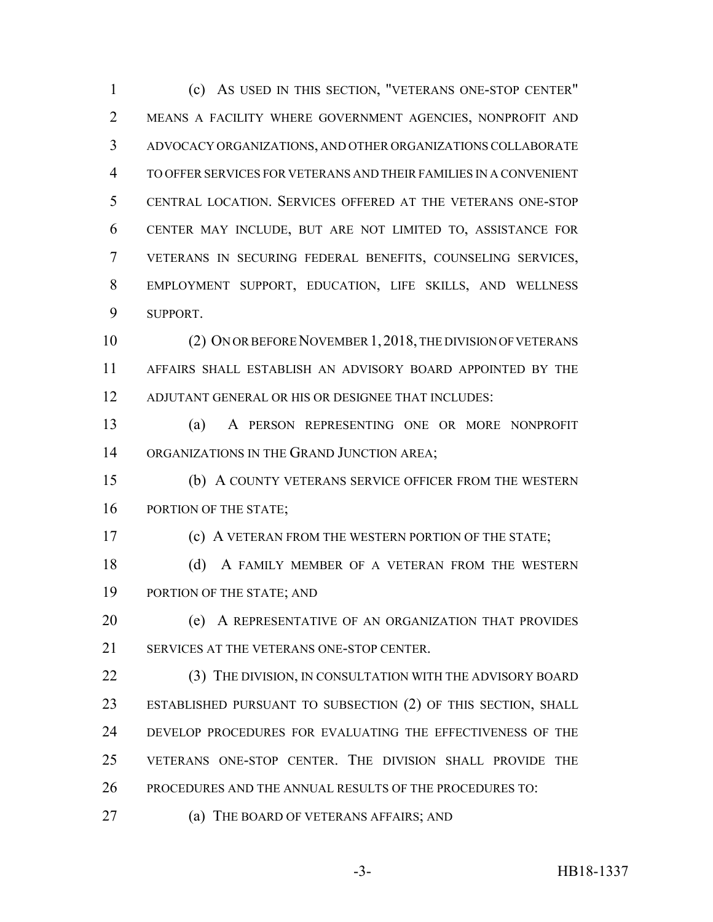(c) AS USED IN THIS SECTION, "VETERANS ONE-STOP CENTER" MEANS A FACILITY WHERE GOVERNMENT AGENCIES, NONPROFIT AND ADVOCACY ORGANIZATIONS, AND OTHER ORGANIZATIONS COLLABORATE TO OFFER SERVICES FOR VETERANS AND THEIR FAMILIES IN A CONVENIENT CENTRAL LOCATION. SERVICES OFFERED AT THE VETERANS ONE-STOP CENTER MAY INCLUDE, BUT ARE NOT LIMITED TO, ASSISTANCE FOR VETERANS IN SECURING FEDERAL BENEFITS, COUNSELING SERVICES, EMPLOYMENT SUPPORT, EDUCATION, LIFE SKILLS, AND WELLNESS SUPPORT.

(2) ON OR BEFORE NOVEMBER 1, 2018, THE DIVISION OF VETERANS AFFAIRS SHALL ESTABLISH AN ADVISORY BOARD APPOINTED BY THE ADJUTANT GENERAL OR HIS OR DESIGNEE THAT INCLUDES:

(a) A PERSON REPRESENTING ONE OR MORE NONPROFIT ORGANIZATIONS IN THE GRAND JUNCTION AREA;

(b) A COUNTY VETERANS SERVICE OFFICER FROM THE WESTERN PORTION OF THE STATE;

(c) A VETERAN FROM THE WESTERN PORTION OF THE STATE;

(d) A FAMILY MEMBER OF A VETERAN FROM THE WESTERN PORTION OF THE STATE; AND

(e) A REPRESENTATIVE OF AN ORGANIZATION THAT PROVIDES SERVICES AT THE VETERANS ONE-STOP CENTER.

(3) THE DIVISION, IN CONSULTATION WITH THE ADVISORY BOARD ESTABLISHED PURSUANT TO SUBSECTION (2) OF THIS SECTION, SHALL DEVELOP PROCEDURES FOR EVALUATING THE EFFECTIVENESS OF THE VETERANS ONE-STOP CENTER. THE DIVISION SHALL PROVIDE THE PROCEDURES AND THE ANNUAL RESULTS OF THE PROCEDURES TO:

(a) THE BOARD OF VETERANS AFFAIRS; AND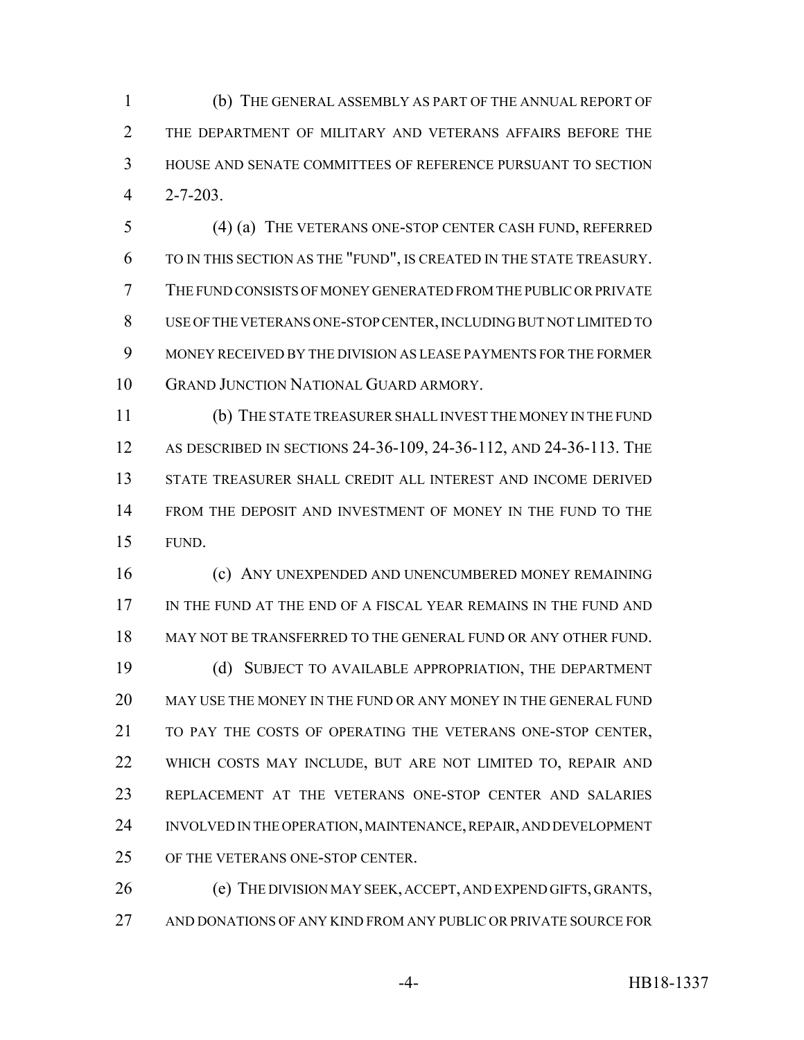(b) THE GENERAL ASSEMBLY AS PART OF THE ANNUAL REPORT OF THE DEPARTMENT OF MILITARY AND VETERANS AFFAIRS BEFORE THE HOUSE AND SENATE COMMITTEES OF REFERENCE PURSUANT TO SECTION 2-7-203.

(4) (a) THE VETERANS ONE-STOP CENTER CASH FUND, REFERRED TO IN THIS SECTION AS THE "FUND", IS CREATED IN THE STATE TREASURY. THE FUND CONSISTS OF MONEY GENERATED FROM THE PUBLIC OR PRIVATE USE OF THE VETERANS ONE-STOP CENTER, INCLUDING BUT NOT LIMITED TO MONEY RECEIVED BY THE DIVISION AS LEASE PAYMENTS FOR THE FORMER GRAND JUNCTION NATIONAL GUARD ARMORY.

(b) THE STATE TREASURER SHALL INVEST THE MONEY IN THE FUND AS DESCRIBED IN SECTIONS 24-36-109, 24-36-112, AND 24-36-113. THE STATE TREASURER SHALL CREDIT ALL INTEREST AND INCOME DERIVED FROM THE DEPOSIT AND INVESTMENT OF MONEY IN THE FUND TO THE FUND.

(c) ANY UNEXPENDED AND UNENCUMBERED MONEY REMAINING IN THE FUND AT THE END OF A FISCAL YEAR REMAINS IN THE FUND AND MAY NOT BE TRANSFERRED TO THE GENERAL FUND OR ANY OTHER FUND.

(d) SUBJECT TO AVAILABLE APPROPRIATION, THE DEPARTMENT MAY USE THE MONEY IN THE FUND OR ANY MONEY IN THE GENERAL FUND TO PAY THE COSTS OF OPERATING THE VETERANS ONE-STOP CENTER, WHICH COSTS MAY INCLUDE, BUT ARE NOT LIMITED TO, REPAIR AND REPLACEMENT AT THE VETERANS ONE-STOP CENTER AND SALARIES INVOLVED IN THE OPERATION, MAINTENANCE, REPAIR, AND DEVELOPMENT OF THE VETERANS ONE-STOP CENTER.

(e) THE DIVISION MAY SEEK, ACCEPT, AND EXPEND GIFTS, GRANTS, AND DONATIONS OF ANY KIND FROM ANY PUBLIC OR PRIVATE SOURCE FOR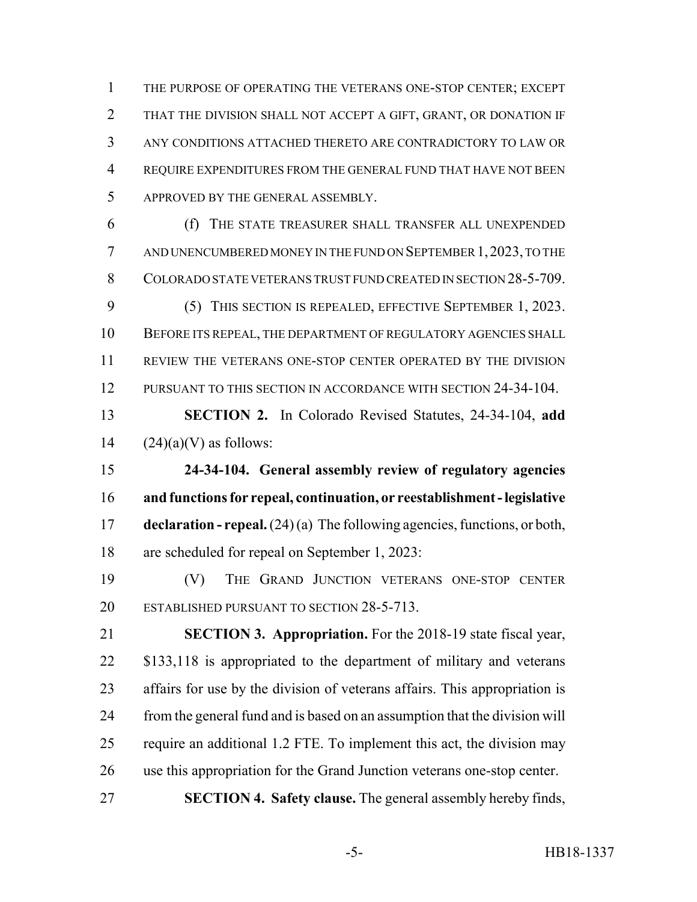THE PURPOSE OF OPERATING THE VETERANS ONE-STOP CENTER; EXCEPT THAT THE DIVISION SHALL NOT ACCEPT A GIFT, GRANT, OR DONATION IF ANY CONDITIONS ATTACHED THERETO ARE CONTRADICTORY TO LAW OR REQUIRE EXPENDITURES FROM THE GENERAL FUND THAT HAVE NOT BEEN APPROVED BY THE GENERAL ASSEMBLY.

(f) THE STATE TREASURER SHALL TRANSFER ALL UNEXPENDED AND UNENCUMBERED MONEY IN THE FUND ON SEPTEMBER 1, 2023, TO THE COLORADO STATE VETERANS TRUST FUND CREATED IN SECTION 28-5-709.

(5) THIS SECTION IS REPEALED, EFFECTIVE SEPTEMBER 1, 2023. BEFORE ITS REPEAL, THE DEPARTMENT OF REGULATORY AGENCIES SHALL REVIEW THE VETERANS ONE-STOP CENTER OPERATED BY THE DIVISION PURSUANT TO THIS SECTION IN ACCORDANCE WITH SECTION 24-34-104.

**SECTION 2.** In Colorado Revised Statutes, 24-34-104, **add** (24)(a)(V) as follows:

**24-34-104. General assembly review of regulatory agencies and functions for repeal, continuation, or reestablishment - legislative declaration - repeal.** (24) (a) The following agencies, functions, or both, are scheduled for repeal on September 1, 2023:

(V) THE GRAND JUNCTION VETERANS ONE-STOP CENTER ESTABLISHED PURSUANT TO SECTION 28-5-713.

**SECTION 3. Appropriation.** For the 2018-19 state fiscal year, $133,118 is appropriated to the department of military and veterans affairs for use by the division of veterans affairs. This appropriation is from the general fund and is based on an assumption that the division will require an additional 1.2 FTE. To implement this act, the division may use this appropriation for the Grand Junction veterans one-stop center.

**SECTION 4. Safety clause.** The general assembly hereby finds,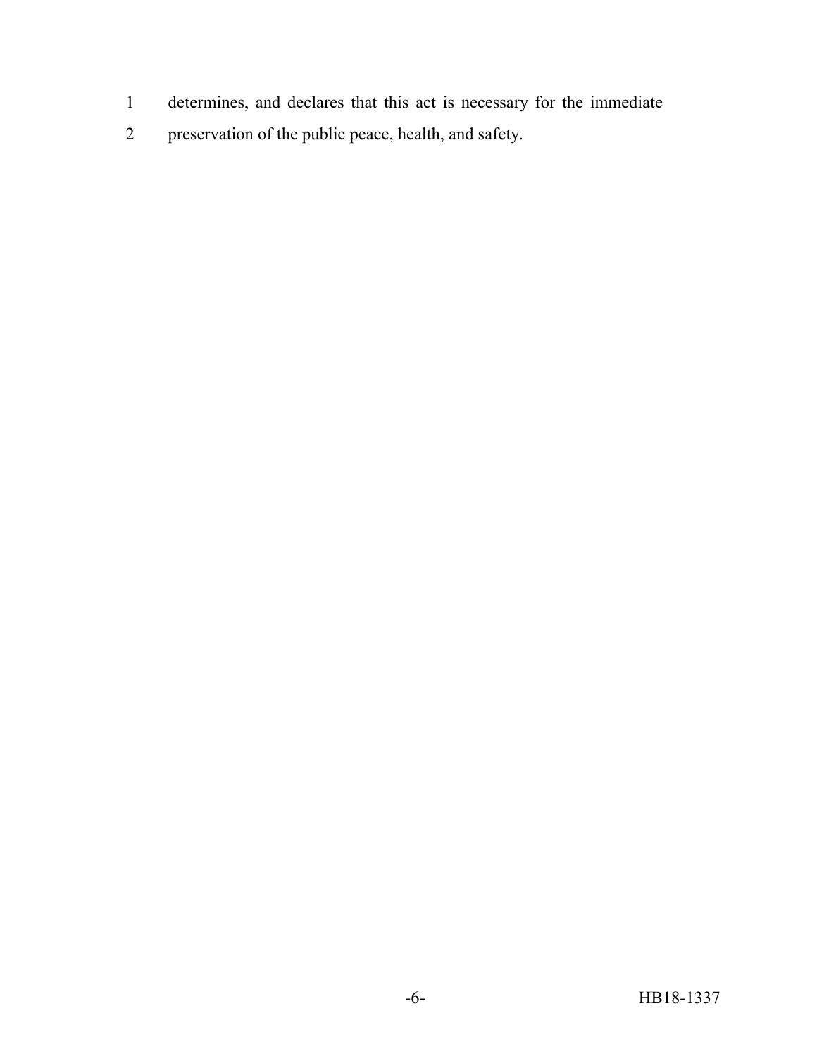determines, and declares that this act is necessary for the immediate preservation of the public peace, health, and safety.